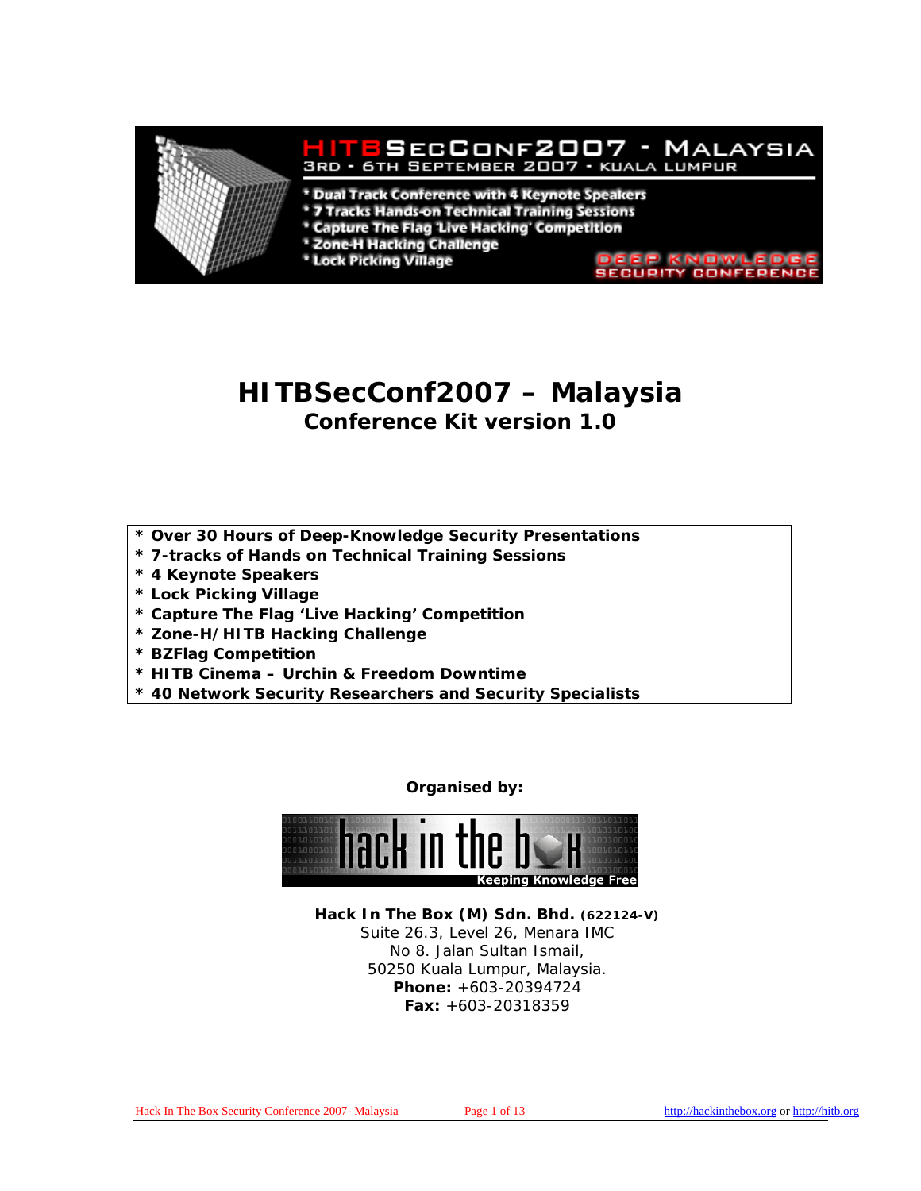# HITBSecConf2007 – Malaysia

## Conference Kit version 1.0

* **Over 30 Hours of Deep-Knowledge Security Presentations**
* **7-tracks of Hands on Technical Training Sessions**
* **4 Keynote Speakers**
* **Lock Picking Village**
* **Capture The Flag 'Live Hacking' Competition**
* **Zone-H/HITB Hacking Challenge**
* **BZFlag Competition**
* **HITB Cinema – Urchin & Freedom Downtime**
* **40 Network Security Researchers and Security Specialists**

**Organised by:**

**Hack In The Box (M) Sdn. Bhd. (622124-V)**
Suite 26.3, Level 26, Menara IMC
No 8. Jalan Sultan Ismail,
50250 Kuala Lumpur, Malaysia.
**Phone:** +603-20394724
**Fax:** +603-20318359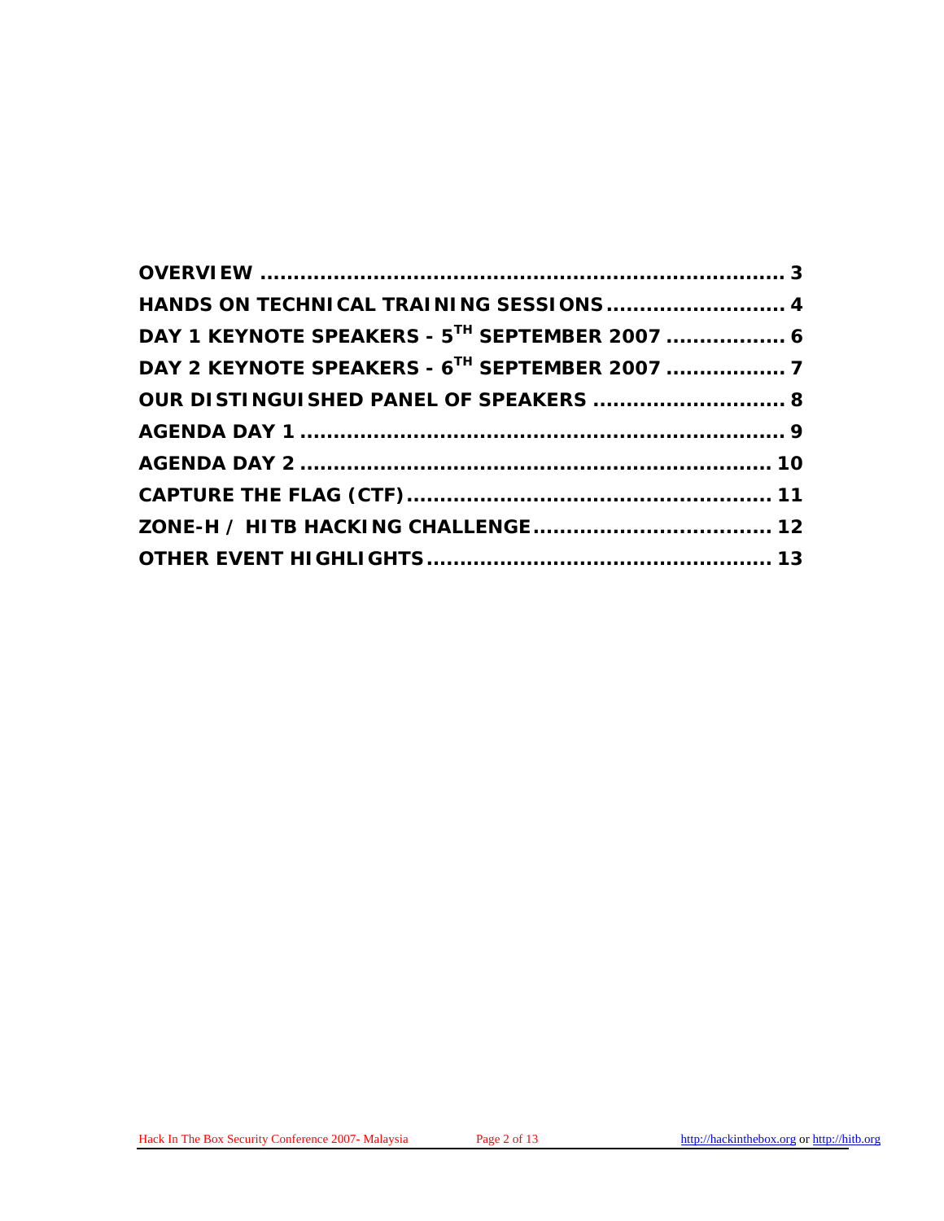**OVERVIEW** ................................................................ 3

**HANDS ON TECHNICAL TRAINING SESSIONS** .......................... 4

**DAY 1 KEYNOTE SPEAKERS - 5TH SEPTEMBER 2007** ................. 6

**DAY 2 KEYNOTE SPEAKERS - 6TH SEPTEMBER 2007** ................. 7

**OUR DISTINGUISHED PANEL OF SPEAKERS** ............................ 8

**AGENDA DAY 1** ........................................................... 9

**AGENDA DAY 2** ........................................................... 10

**CAPTURE THE FLAG (CTF)** ............................................... 11

**ZONE-H / HITB HACKING CHALLENGE** ................................... 12

**OTHER EVENT HIGHLIGHTS** ................................................ 13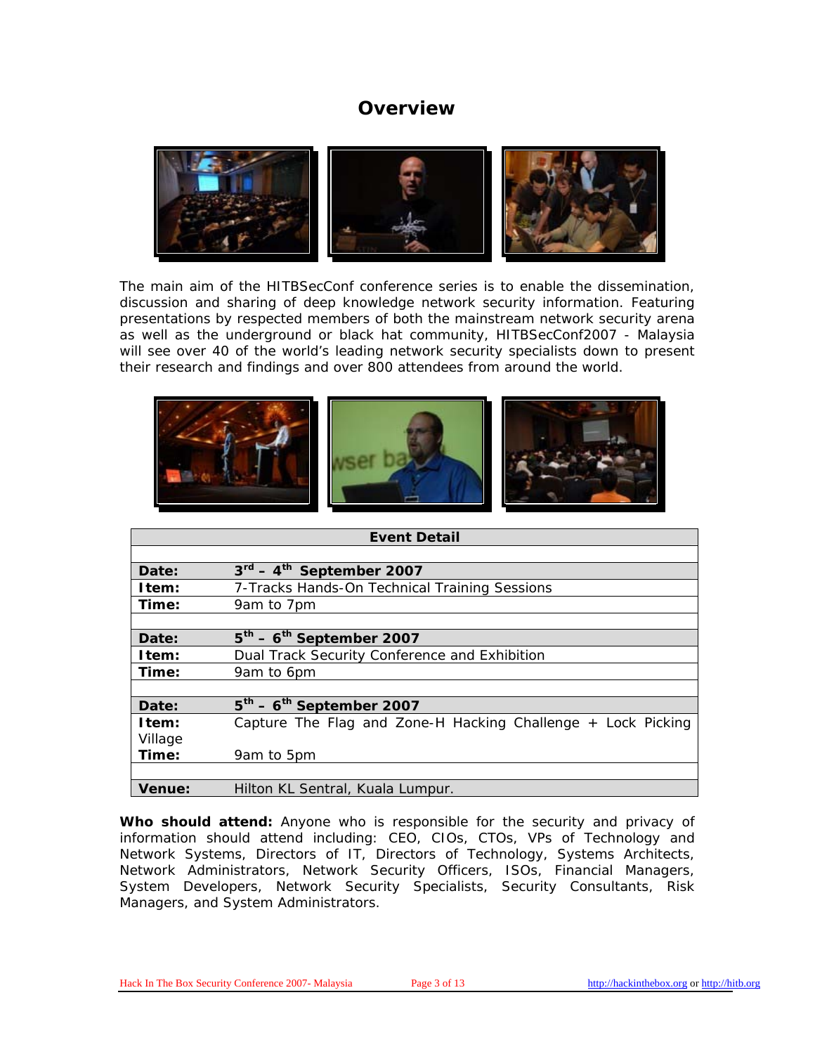# Overview

The main aim of the HITBSecConf conference series is to enable the dissemination, discussion and sharing of deep knowledge network security information. Featuring presentations by respected members of both the mainstream network security arena as well as the underground or black hat community, HITBSecConf2007 - Malaysia will see over 40 of the world's leading network security specialists down to present their research and findings and over 800 attendees from around the world.

| Event Detail | |
|---|---|
| | |
| **Date:** | **3rd – 4th September 2007** |
| **Item:** | 7-Tracks Hands-On Technical Training Sessions |
| **Time:** | 9am to 7pm |
| | |
| **Date:** | **5th – 6th September 2007** |
| **Item:** | Dual Track Security Conference and Exhibition |
| **Time:** | 9am to 6pm |
| | |
| **Date:** | **5th – 6th September 2007** |
| **Item:** | Capture The Flag and Zone-H Hacking Challenge + Lock Picking Village |
| **Time:** | 9am to 5pm |
| | |
| **Venue:** | Hilton KL Sentral, Kuala Lumpur. |

**Who should attend:** Anyone who is responsible for the security and privacy of information should attend including: CEO, CIOs, CTOs, VPs of Technology and Network Systems, Directors of IT, Directors of Technology, Systems Architects, Network Administrators, Network Security Officers, ISOs, Financial Managers, System Developers, Network Security Specialists, Security Consultants, Risk Managers, and System Administrators.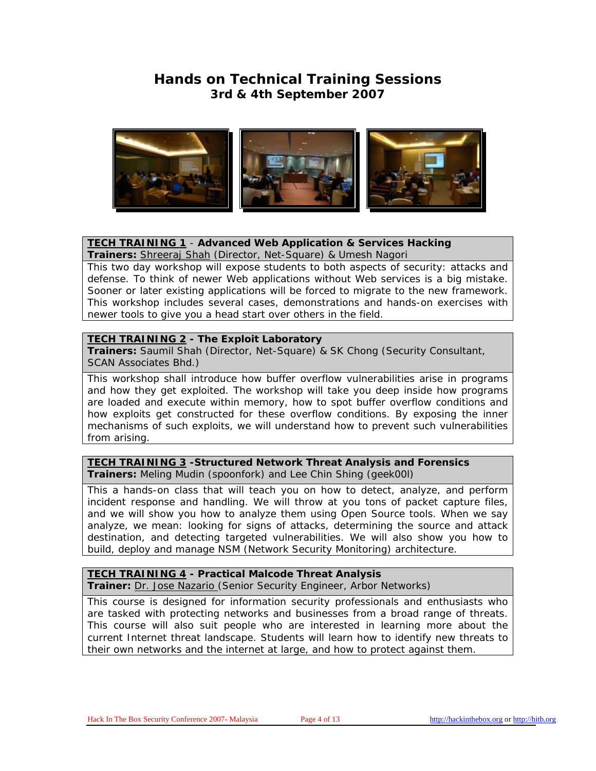# Hands on Technical Training Sessions
## 3rd & 4th September 2007

### TECH TRAINING 1 - Advanced Web Application & Services Hacking

**Trainers:** Shreeraj Shah (Director, Net-Square) & Umesh Nagori

This two day workshop will expose students to both aspects of security: attacks and defense. To think of newer Web applications without Web services is a big mistake. Sooner or later existing applications will be forced to migrate to the new framework. This workshop includes several cases, demonstrations and hands-on exercises with newer tools to give you a head start over others in the field.

### TECH TRAINING 2 - The Exploit Laboratory

**Trainers:** Saumil Shah (Director, Net-Square) & SK Chong (Security Consultant, SCAN Associates Bhd.)

This workshop shall introduce how buffer overflow vulnerabilities arise in programs and how they get exploited. The workshop will take you deep inside how programs are loaded and execute within memory, how to spot buffer overflow conditions and how exploits get constructed for these overflow conditions. By exposing the inner mechanisms of such exploits, we will understand how to prevent such vulnerabilities from arising.

### TECH TRAINING 3 -Structured Network Threat Analysis and Forensics

**Trainers:** Meling Mudin (spoonfork) and Lee Chin Shing (geek00l)

This a hands-on class that will teach you on how to detect, analyze, and perform incident response and handling. We will throw at you tons of packet capture files, and we will show you how to analyze them using Open Source tools. When we say analyze, we mean: looking for signs of attacks, determining the source and attack destination, and detecting targeted vulnerabilities. We will also show you how to build, deploy and manage NSM (Network Security Monitoring) architecture.

### TECH TRAINING 4 - Practical Malcode Threat Analysis

**Trainer:** Dr. Jose Nazario (Senior Security Engineer, Arbor Networks)

This course is designed for information security professionals and enthusiasts who are tasked with protecting networks and businesses from a broad range of threats. This course will also suit people who are interested in learning more about the current Internet threat landscape. Students will learn how to identify new threats to their own networks and the internet at large, and how to protect against them.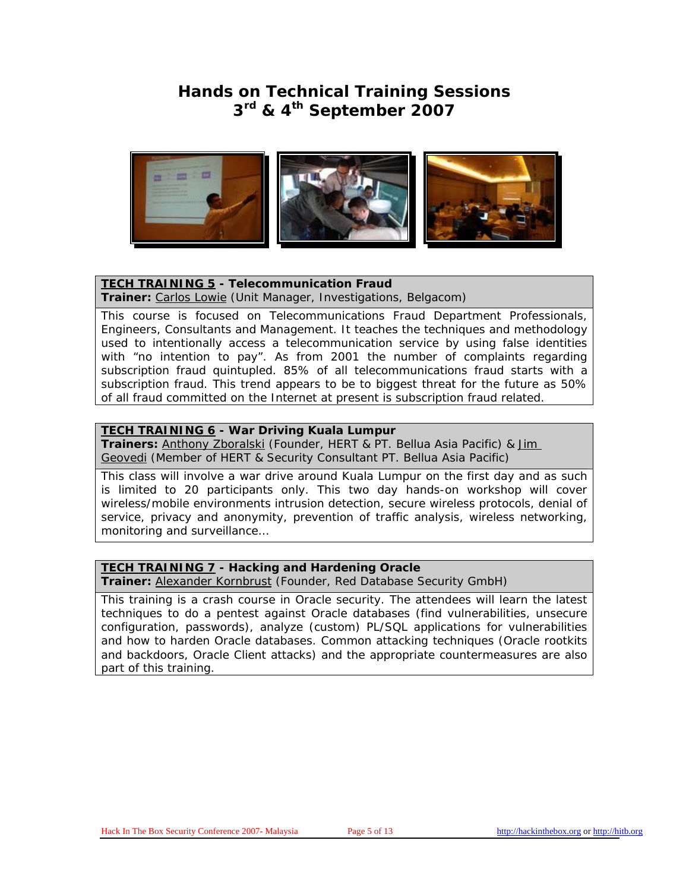# Hands on Technical Training Sessions
# 3rd & 4th September 2007

**TECH TRAINING 5 - Telecommunication Fraud**
**Trainer:** Carlos Lowie (Unit Manager, Investigations, Belgacom)

This course is focused on Telecommunications Fraud Department Professionals, Engineers, Consultants and Management. It teaches the techniques and methodology used to intentionally access a telecommunication service by using false identities with "no intention to pay". As from 2001 the number of complaints regarding subscription fraud quintupled. 85% of all telecommunications fraud starts with a subscription fraud. This trend appears to be to biggest threat for the future as 50% of all fraud committed on the Internet at present is subscription fraud related.

**TECH TRAINING 6 - War Driving Kuala Lumpur**
**Trainers:** Anthony Zboralski (Founder, HERT & PT. Bellua Asia Pacific) & Jim Geovedi (Member of HERT & Security Consultant PT. Bellua Asia Pacific)

This class will involve a war drive around Kuala Lumpur on the first day and as such is limited to 20 participants only. This two day hands-on workshop will cover wireless/mobile environments intrusion detection, secure wireless protocols, denial of service, privacy and anonymity, prevention of traffic analysis, wireless networking, monitoring and surveillance…

**TECH TRAINING 7 - Hacking and Hardening Oracle**
**Trainer:** Alexander Kornbrust (Founder, Red Database Security GmbH)

This training is a crash course in Oracle security. The attendees will learn the latest techniques to do a pentest against Oracle databases (find vulnerabilities, unsecure configuration, passwords), analyze (custom) PL/SQL applications for vulnerabilities and how to harden Oracle databases. Common attacking techniques (Oracle rootkits and backdoors, Oracle Client attacks) and the appropriate countermeasures are also part of this training.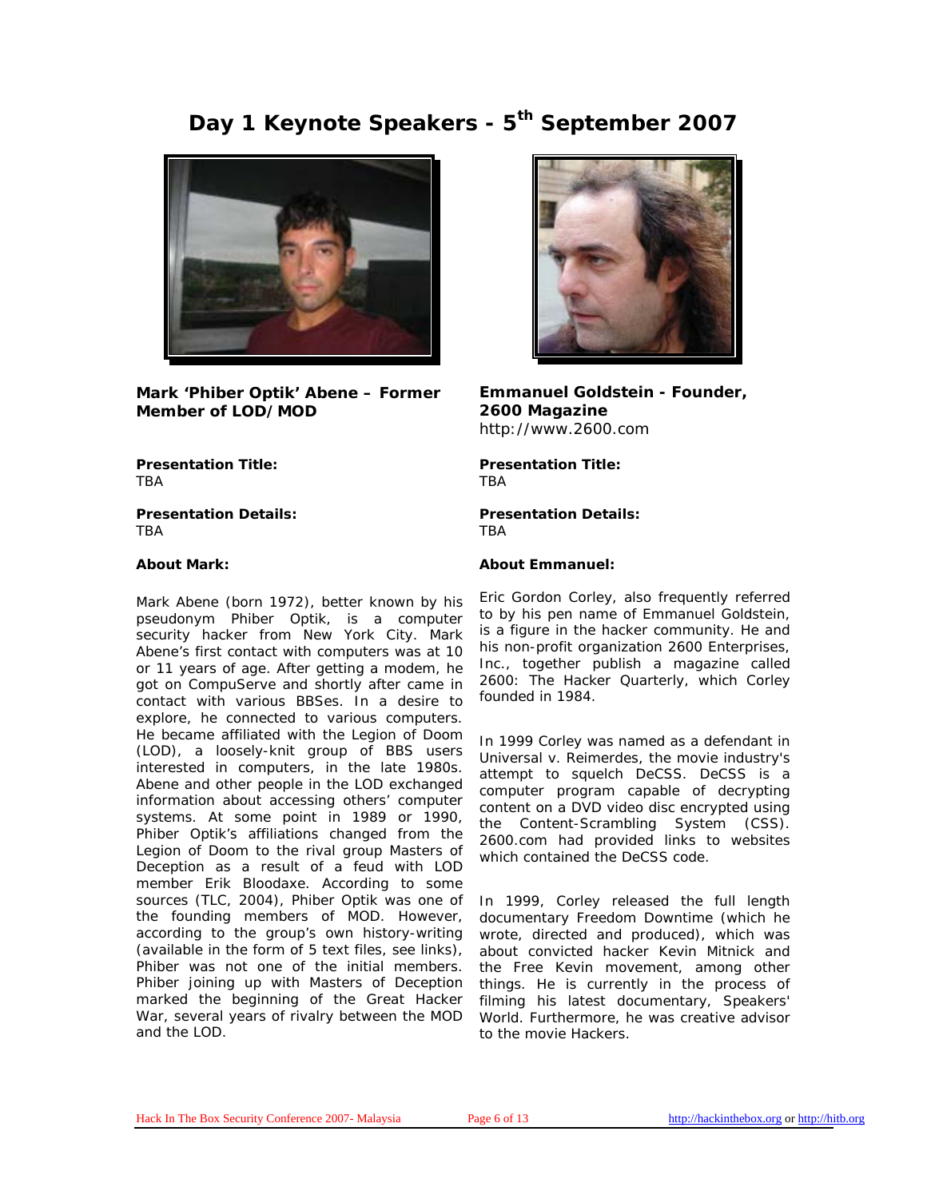# Day 1 Keynote Speakers - 5th September 2007

**Mark 'Phiber Optik' Abene – Former Member of LOD/MOD**

**Presentation Title:**
TBA

**Presentation Details:**
TBA

**About Mark:**

Mark Abene (born 1972), better known by his pseudonym Phiber Optik, is a computer security hacker from New York City. Mark Abene's first contact with computers was at 10 or 11 years of age. After getting a modem, he got on CompuServe and shortly after came in contact with various BBSes. In a desire to explore, he connected to various computers. He became affiliated with the Legion of Doom (LOD), a loosely-knit group of BBS users interested in computers, in the late 1980s. Abene and other people in the LOD exchanged information about accessing others' computer systems. At some point in 1989 or 1990, Phiber Optik's affiliations changed from the Legion of Doom to the rival group Masters of Deception as a result of a feud with LOD member Erik Bloodaxe. According to some sources (TLC, 2004), Phiber Optik was one of the founding members of MOD. However, according to the group's own history-writing (available in the form of 5 text files, see links), Phiber was not one of the initial members. Phiber joining up with Masters of Deception marked the beginning of the Great Hacker War, several years of rivalry between the MOD and the LOD.

**Emmanuel Goldstein - Founder, 2600 Magazine**
http://www.2600.com

**Presentation Title:**
TBA

**Presentation Details:**
TBA

**About Emmanuel:**

Eric Gordon Corley, also frequently referred to by his pen name of Emmanuel Goldstein, is a figure in the hacker community. He and his non-profit organization 2600 Enterprises, Inc., together publish a magazine called 2600: The Hacker Quarterly, which Corley founded in 1984.

In 1999 Corley was named as a defendant in Universal v. Reimerdes, the movie industry's attempt to squelch DeCSS. DeCSS is a computer program capable of decrypting content on a DVD video disc encrypted using the Content-Scrambling System (CSS). 2600.com had provided links to websites which contained the DeCSS code.

In 1999, Corley released the full length documentary Freedom Downtime (which he wrote, directed and produced), which was about convicted hacker Kevin Mitnick and the Free Kevin movement, among other things. He is currently in the process of filming his latest documentary, Speakers' World. Furthermore, he was creative advisor to the movie Hackers.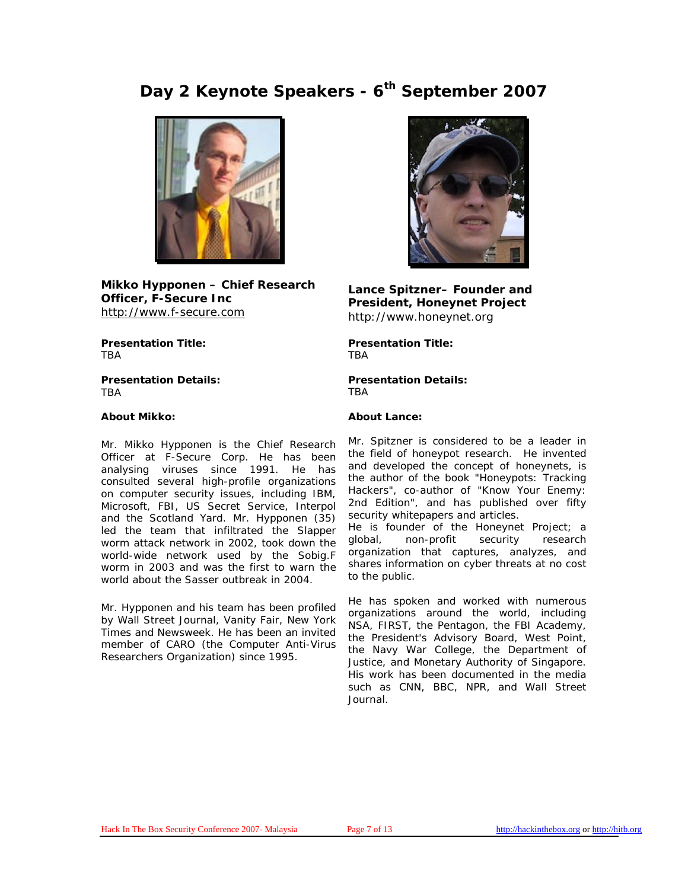# Day 2 Keynote Speakers - 6th September 2007

**Mikko Hypponen – Chief Research Officer, F-Secure Inc**
http://www.f-secure.com

**Presentation Title:**
TBA

**Presentation Details:**
TBA

**About Mikko:**

Mr. Mikko Hypponen is the Chief Research Officer at F-Secure Corp. He has been analysing viruses since 1991. He has consulted several high-profile organizations on computer security issues, including IBM, Microsoft, FBI, US Secret Service, Interpol and the Scotland Yard. Mr. Hypponen (35) led the team that infiltrated the Slapper worm attack network in 2002, took down the world-wide network used by the Sobig.F worm in 2003 and was the first to warn the world about the Sasser outbreak in 2004.

Mr. Hypponen and his team has been profiled by Wall Street Journal, Vanity Fair, New York Times and Newsweek. He has been an invited member of CARO (the Computer Anti-Virus Researchers Organization) since 1995.

**Lance Spitzner– Founder and President, Honeynet Project**
http://www.honeynet.org

**Presentation Title:**
TBA

**Presentation Details:**
TBA

**About Lance:**

Mr. Spitzner is considered to be a leader in the field of honeypot research. He invented and developed the concept of honeynets, is the author of the book "Honeypots: Tracking Hackers", co-author of "Know Your Enemy: 2nd Edition", and has published over fifty security whitepapers and articles.
He is founder of the Honeynet Project; a global, non-profit security research organization that captures, analyzes, and shares information on cyber threats at no cost to the public.

He has spoken and worked with numerous organizations around the world, including NSA, FIRST, the Pentagon, the FBI Academy, the President's Advisory Board, West Point, the Navy War College, the Department of Justice, and Monetary Authority of Singapore. His work has been documented in the media such as CNN, BBC, NPR, and Wall Street Journal.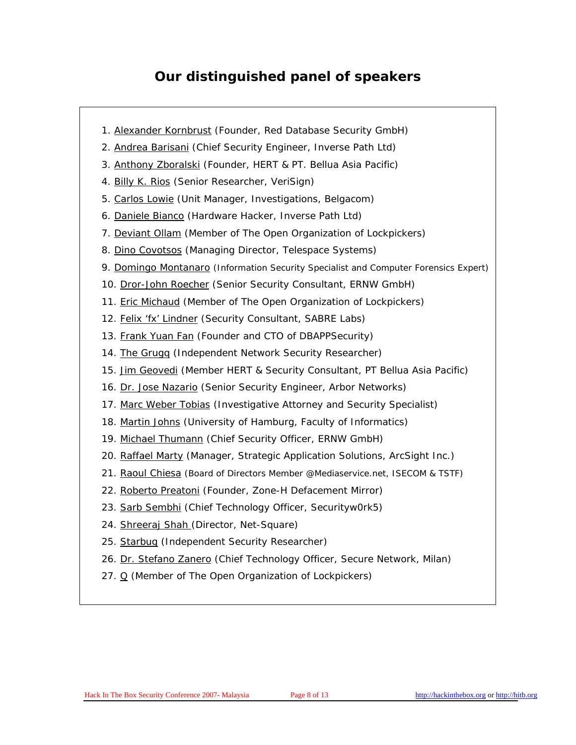## Our distinguished panel of speakers

1. Alexander Kornbrust (Founder, Red Database Security GmbH)
2. Andrea Barisani (Chief Security Engineer, Inverse Path Ltd)
3. Anthony Zboralski (Founder, HERT & PT. Bellua Asia Pacific)
4. Billy K. Rios (Senior Researcher, VeriSign)
5. Carlos Lowie (Unit Manager, Investigations, Belgacom)
6. Daniele Bianco (Hardware Hacker, Inverse Path Ltd)
7. Deviant Ollam (Member of The Open Organization of Lockpickers)
8. Dino Covotsos (Managing Director, Telespace Systems)
9. Domingo Montanaro (Information Security Specialist and Computer Forensics Expert)
10. Dror-John Roecher (Senior Security Consultant, ERNW GmbH)
11. Eric Michaud (Member of The Open Organization of Lockpickers)
12. Felix 'fx' Lindner (Security Consultant, SABRE Labs)
13. Frank Yuan Fan (Founder and CTO of DBAPPSecurity)
14. The Grugq (Independent Network Security Researcher)
15. Jim Geovedi (Member HERT & Security Consultant, PT Bellua Asia Pacific)
16. Dr. Jose Nazario (Senior Security Engineer, Arbor Networks)
17. Marc Weber Tobias (Investigative Attorney and Security Specialist)
18. Martin Johns (University of Hamburg, Faculty of Informatics)
19. Michael Thumann (Chief Security Officer, ERNW GmbH)
20. Raffael Marty (Manager, Strategic Application Solutions, ArcSight Inc.)
21. Raoul Chiesa (Board of Directors Member @Mediaservice.net, ISECOM & TSTF)
22. Roberto Preatoni (Founder, Zone-H Defacement Mirror)
23. Sarb Sembhi (Chief Technology Officer, Securityw0rk5)
24. Shreeraj Shah (Director, Net-Square)
25. Starbug (Independent Security Researcher)
26. Dr. Stefano Zanero (Chief Technology Officer, Secure Network, Milan)
27. Q (Member of The Open Organization of Lockpickers)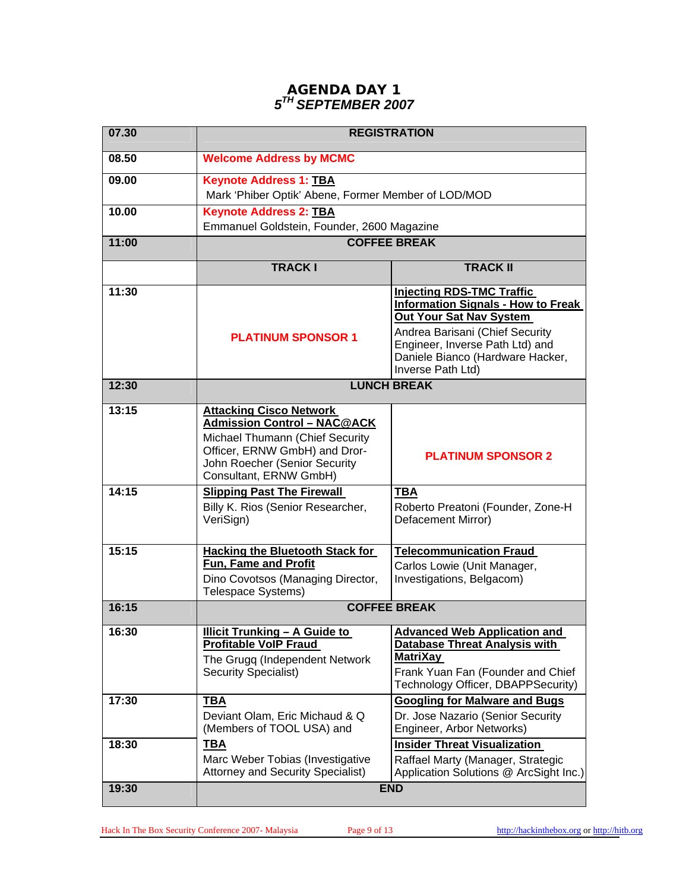# AGENDA DAY 1
## *5TH SEPTEMBER 2007*

| | TRACK I | TRACK II |
|---|---|---|
| 07.30 | **REGISTRATION** | |
| 08.50 | **Welcome Address by MCMC** | |
| 09.00 | **Keynote Address 1: TBA**<br>Mark 'Phiber Optik' Abene, Former Member of LOD/MOD | |
| 10.00 | **Keynote Address 2: TBA**<br>Emmanuel Goldstein, Founder, 2600 Magazine | |
| 11:00 | **COFFEE BREAK** | |
| 11:30 | **PLATINUM SPONSOR 1** | **Injecting RDS-TMC Traffic Information Signals - How to Freak Out Your Sat Nav System**<br>Andrea Barisani (Chief Security Engineer, Inverse Path Ltd) and Daniele Bianco (Hardware Hacker, Inverse Path Ltd) |
| 12:30 | **LUNCH BREAK** | |
| 13:15 | **Attacking Cisco Network Admission Control – NAC@ACK**<br>Michael Thumann (Chief Security Officer, ERNW GmbH) and Dror-John Roecher (Senior Security Consultant, ERNW GmbH) | **PLATINUM SPONSOR 2** |
| 14:15 | **Slipping Past The Firewall**<br>Billy K. Rios (Senior Researcher, VeriSign) | **TBA**<br>Roberto Preatoni (Founder, Zone-H Defacement Mirror) |
| 15:15 | **Hacking the Bluetooth Stack for Fun, Fame and Profit**<br>Dino Covotsos (Managing Director, Telespace Systems) | **Telecommunication Fraud**<br>Carlos Lowie (Unit Manager, Investigations, Belgacom) |
| 16:15 | **COFFEE BREAK** | |
| 16:30 | **Illicit Trunking – A Guide to Profitable VoIP Fraud**<br>The Grugq (Independent Network Security Specialist) | **Advanced Web Application and Database Threat Analysis with MatriXay**<br>Frank Yuan Fan (Founder and Chief Technology Officer, DBAPPSecurity) |
| 17:30 | **TBA**<br>Deviant Olam, Eric Michaud & Q (Members of TOOL USA) and | **Googling for Malware and Bugs**<br>Dr. Jose Nazario (Senior Security Engineer, Arbor Networks) |
| 18:30 | **TBA**<br>Marc Weber Tobias (Investigative Attorney and Security Specialist) | **Insider Threat Visualization**<br>Raffael Marty (Manager, Strategic Application Solutions @ ArcSight Inc.) |
| 19:30 | **END** | |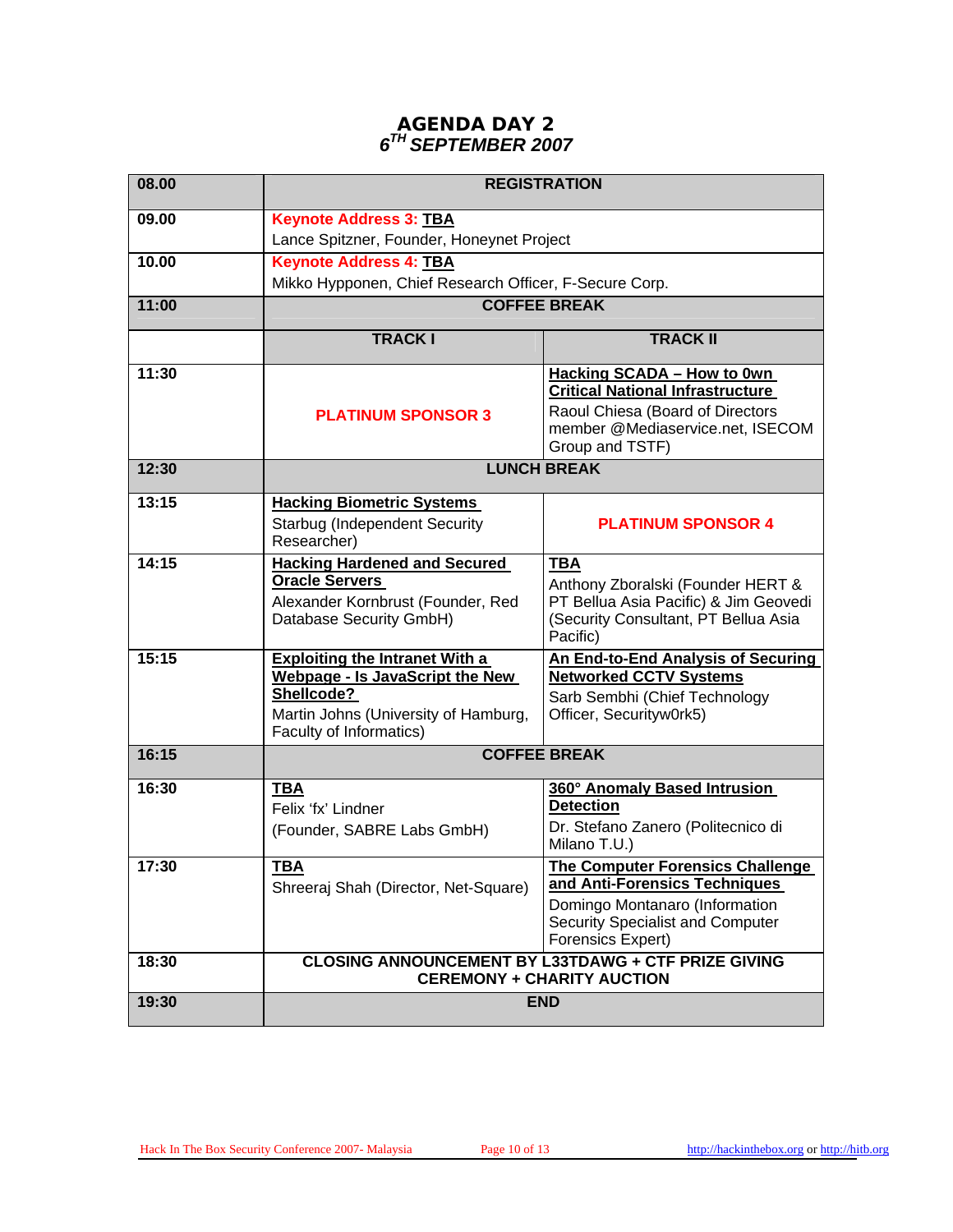# AGENDA DAY 2
## *6[TH] SEPTEMBER 2007*

| Time | Track I | Track II |
|---|---|---|
| **08.00** | **REGISTRATION** | |
| **09.00** | **Keynote Address 3: TBA**<br>Lance Spitzner, Founder, Honeynet Project | |
| **10.00** | **Keynote Address 4: TBA**<br>Mikko Hypponen, Chief Research Officer, F-Secure Corp. | |
| **11:00** | **COFFEE BREAK** | |
| | **TRACK I** | **TRACK II** |
| **11:30** | **PLATINUM SPONSOR 3** | **Hacking SCADA – How to 0wn Critical National Infrastructure**<br>Raoul Chiesa (Board of Directors member @Mediaservice.net, ISECOM Group and TSTF) |
| **12:30** | **LUNCH BREAK** | |
| **13:15** | **Hacking Biometric Systems**<br>Starbug (Independent Security Researcher) | **PLATINUM SPONSOR 4** |
| **14:15** | **Hacking Hardened and Secured Oracle Servers**<br>Alexander Kornbrust (Founder, Red Database Security GmbH) | **TBA**<br>Anthony Zboralski (Founder HERT & PT Bellua Asia Pacific) & Jim Geovedi (Security Consultant, PT Bellua Asia Pacific) |
| **15:15** | **Exploiting the Intranet With a Webpage - Is JavaScript the New Shellcode?**<br>Martin Johns (University of Hamburg, Faculty of Informatics) | **An End-to-End Analysis of Securing Networked CCTV Systems**<br>Sarb Sembhi (Chief Technology Officer, Securityw0rk5) |
| **16:15** | **COFFEE BREAK** | |
| **16:30** | **TBA**<br>Felix 'fx' Lindner<br>(Founder, SABRE Labs GmbH) | **360° Anomaly Based Intrusion Detection**<br>Dr. Stefano Zanero (Politecnico di Milano T.U.) |
| **17:30** | **TBA**<br>Shreeraj Shah (Director, Net-Square) | **The Computer Forensics Challenge and Anti-Forensics Techniques**<br>Domingo Montanaro (Information Security Specialist and Computer Forensics Expert) |
| **18:30** | **CLOSING ANNOUNCEMENT BY L33TDAWG + CTF PRIZE GIVING CEREMONY + CHARITY AUCTION** | |
| **19:30** | **END** | |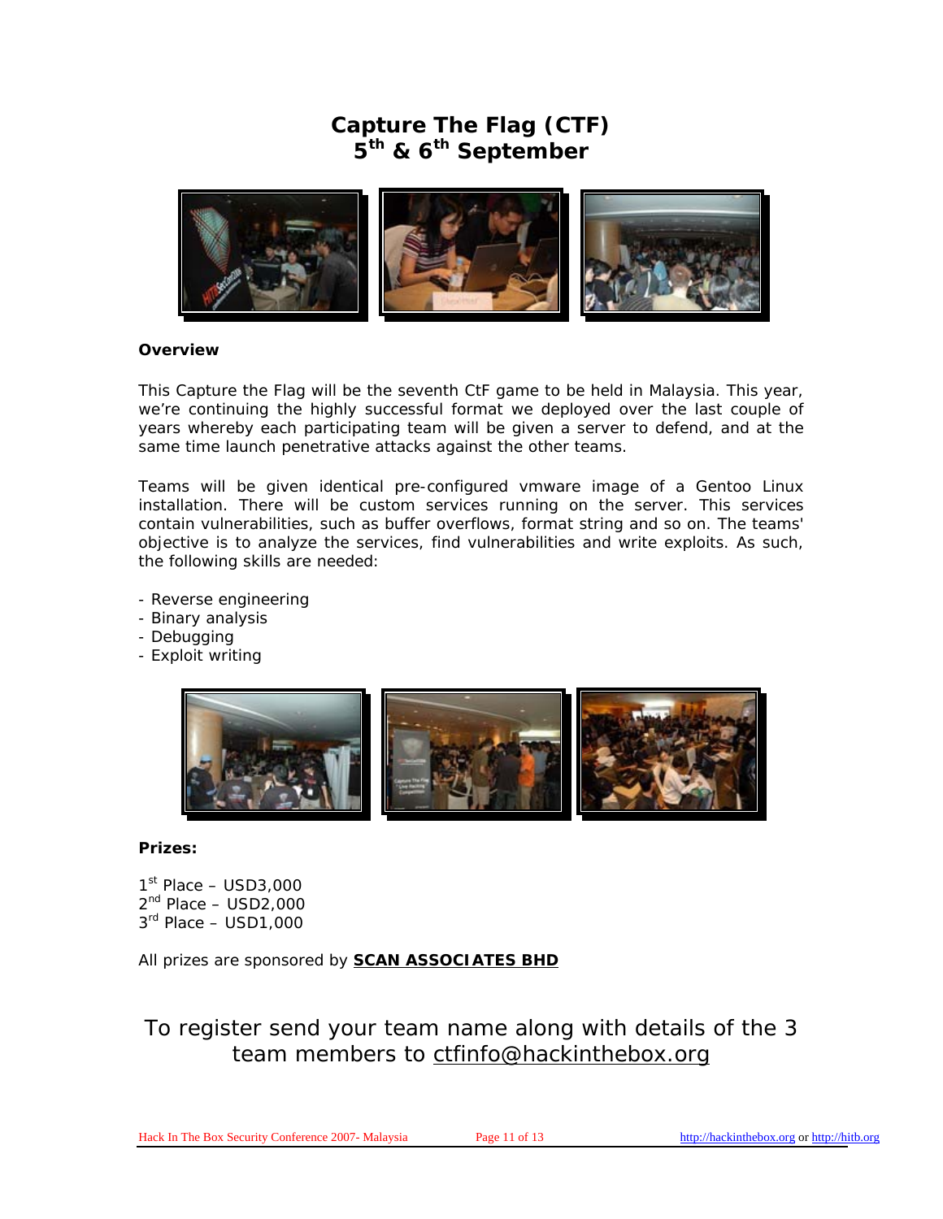# Capture The Flag (CTF)
## 5th & 6th September

**Overview**

This Capture the Flag will be the seventh CtF game to be held in Malaysia. This year, we're continuing the highly successful format we deployed over the last couple of years whereby each participating team will be given a server to defend, and at the same time launch penetrative attacks against the other teams.

Teams will be given identical pre-configured vmware image of a Gentoo Linux installation. There will be custom services running on the server. This services contain vulnerabilities, such as buffer overflows, format string and so on. The teams' objective is to analyze the services, find vulnerabilities and write exploits. As such, the following skills are needed:

- Reverse engineering
- Binary analysis
- Debugging
- Exploit writing

**Prizes:**

1st Place – USD3,000
2nd Place – USD2,000
3rd Place – USD1,000

All prizes are sponsored by **SCAN ASSOCIATES BHD**

To register send your team name along with details of the 3 team members to ctfinfo@hackinthebox.org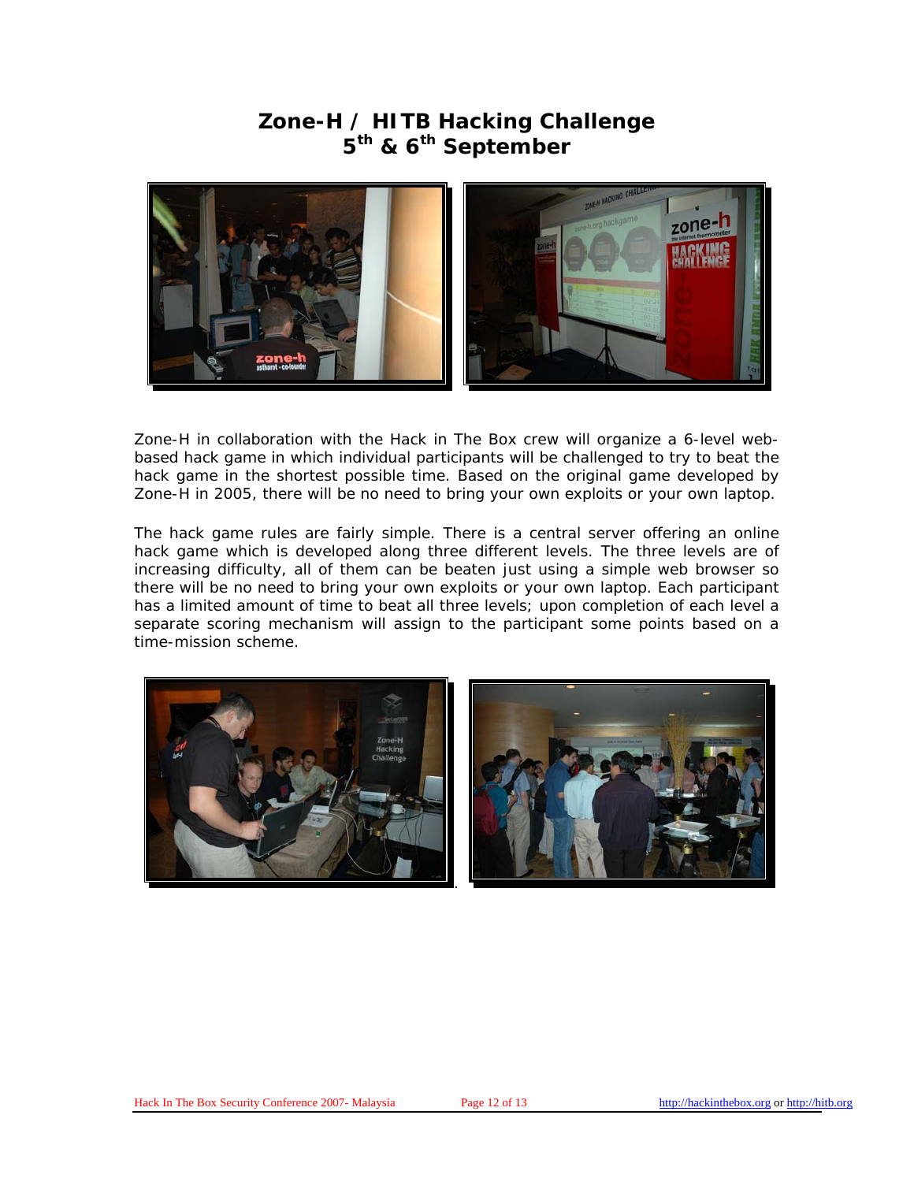# Zone-H / HITB Hacking Challenge
## 5th & 6th September

Zone-H in collaboration with the Hack in The Box crew will organize a 6-level web-based hack game in which individual participants will be challenged to try to beat the hack game in the shortest possible time. Based on the original game developed by Zone-H in 2005, there will be no need to bring your own exploits or your own laptop.

The hack game rules are fairly simple. There is a central server offering an online hack game which is developed along three different levels. The three levels are of increasing difficulty, all of them can be beaten just using a simple web browser so there will be no need to bring your own exploits or your own laptop. Each participant has a limited amount of time to beat all three levels; upon completion of each level a separate scoring mechanism will assign to the participant some points based on a time-mission scheme.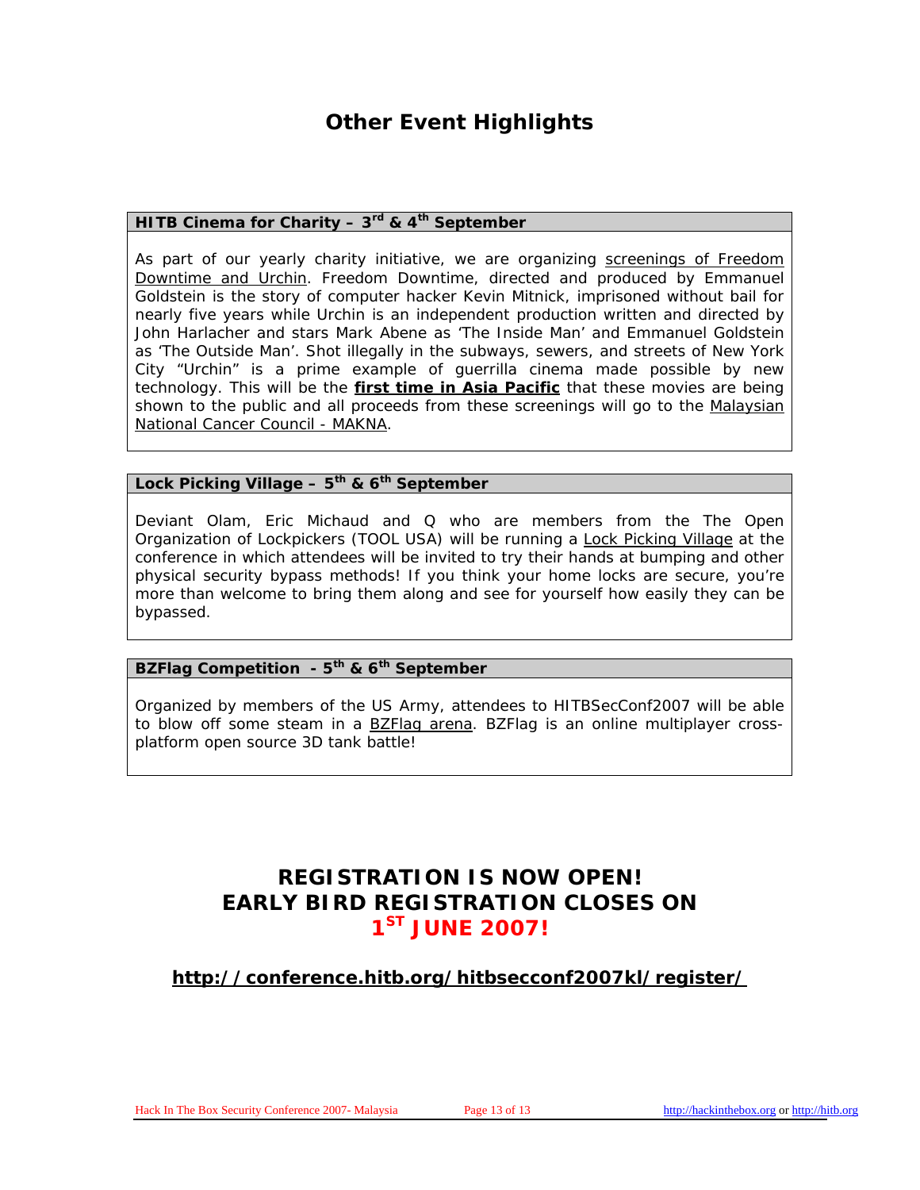# Other Event Highlights

### HITB Cinema for Charity – 3rd & 4th September

As part of our yearly charity initiative, we are organizing screenings of Freedom Downtime and Urchin. Freedom Downtime, directed and produced by Emmanuel Goldstein is the story of computer hacker Kevin Mitnick, imprisoned without bail for nearly five years while Urchin is an independent production written and directed by John Harlacher and stars Mark Abene as 'The Inside Man' and Emmanuel Goldstein as 'The Outside Man'. Shot illegally in the subways, sewers, and streets of New York City "Urchin" is a prime example of guerrilla cinema made possible by new technology. This will be the **first time in Asia Pacific** that these movies are being shown to the public and all proceeds from these screenings will go to the Malaysian National Cancer Council - MAKNA.

### Lock Picking Village – 5th & 6th September

Deviant Olam, Eric Michaud and Q who are members from the The Open Organization of Lockpickers (TOOL USA) will be running a Lock Picking Village at the conference in which attendees will be invited to try their hands at bumping and other physical security bypass methods! If you think your home locks are secure, you're more than welcome to bring them along and see for yourself how easily they can be bypassed.

### BZFlag Competition - 5th & 6th September

Organized by members of the US Army, attendees to HITBSecConf2007 will be able to blow off some steam in a BZFlag arena. BZFlag is an online multiplayer cross-platform open source 3D tank battle!

## REGISTRATION IS NOW OPEN!
## EARLY BIRD REGISTRATION CLOSES ON 1ST JUNE 2007!

**http://conference.hitb.org/hitbsecconf2007kl/register/**